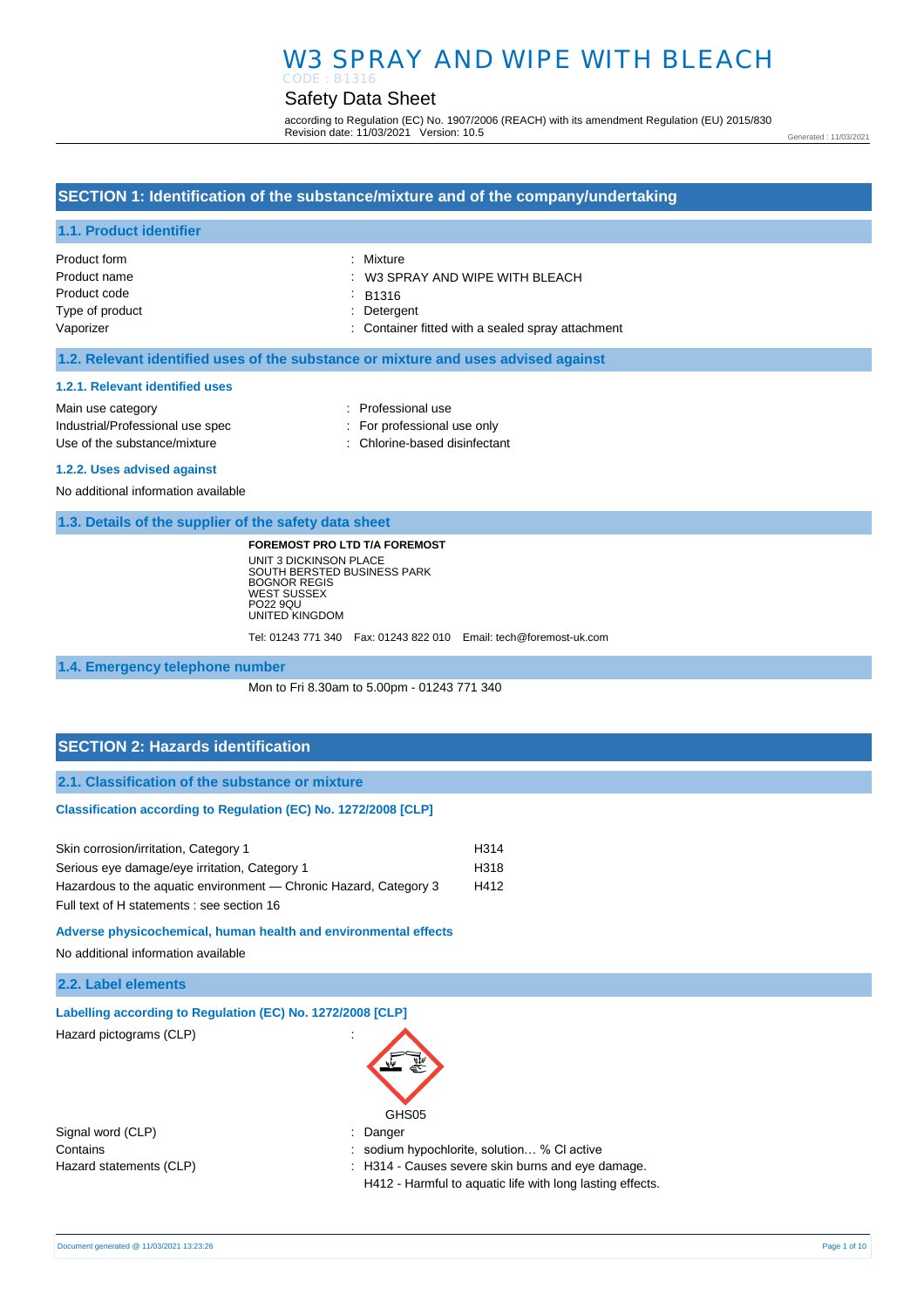# W3 SPRAY AND WIPE WITH BLEACH

CODE : B1316

## Safety Data Sheet

according to Regulation (EC) No. 1907/2006 (REACH) with its amendment Regulation (EU) 2015/830
Revision date: 11/03/2021 Version: 10.5

Generated : 11/03/2021

## SECTION 1: Identification of the substance/mixture and of the company/undertaking

### 1.1. Product identifier

| | |
|---|---|
| Product form | : Mixture |
| Product name | : W3 SPRAY AND WIPE WITH BLEACH |
| Product code | : B1316 |
| Type of product | : Detergent |
| Vaporizer | : Container fitted with a sealed spray attachment |

### 1.2. Relevant identified uses of the substance or mixture and uses advised against

#### 1.2.1. Relevant identified uses

| | |
|---|---|
| Main use category | : Professional use |
| Industrial/Professional use spec | : For professional use only |
| Use of the substance/mixture | : Chlorine-based disinfectant |

#### 1.2.2. Uses advised against

No additional information available

### 1.3. Details of the supplier of the safety data sheet

**FOREMOST PRO LTD T/A FOREMOST**
UNIT 3 DICKINSON PLACE
SOUTH BERSTED BUSINESS PARK
BOGNOR REGIS
WEST SUSSEX
PO22 9QU
UNITED KINGDOM

Tel: 01243 771 340 Fax: 01243 822 010 Email: tech@foremost-uk.com

### 1.4. Emergency telephone number

Mon to Fri 8.30am to 5.00pm - 01243 771 340

## SECTION 2: Hazards identification

### 2.1. Classification of the substance or mixture

**Classification according to Regulation (EC) No. 1272/2008 [CLP]**

| | |
|---|---|
| Skin corrosion/irritation, Category 1 | H314 |
| Serious eye damage/eye irritation, Category 1 | H318 |
| Hazardous to the aquatic environment — Chronic Hazard, Category 3 | H412 |

Full text of H statements : see section 16

**Adverse physicochemical, human health and environmental effects**

No additional information available

### 2.2. Label elements

**Labelling according to Regulation (EC) No. 1272/2008 [CLP]**

Hazard pictograms (CLP) :

GHS05

| | |
|---|---|
| Signal word (CLP) | : Danger |
| Contains | : sodium hypochlorite, solution… % Cl active |
| Hazard statements (CLP) | : H314 - Causes severe skin burns and eye damage.<br>H412 - Harmful to aquatic life with long lasting effects. |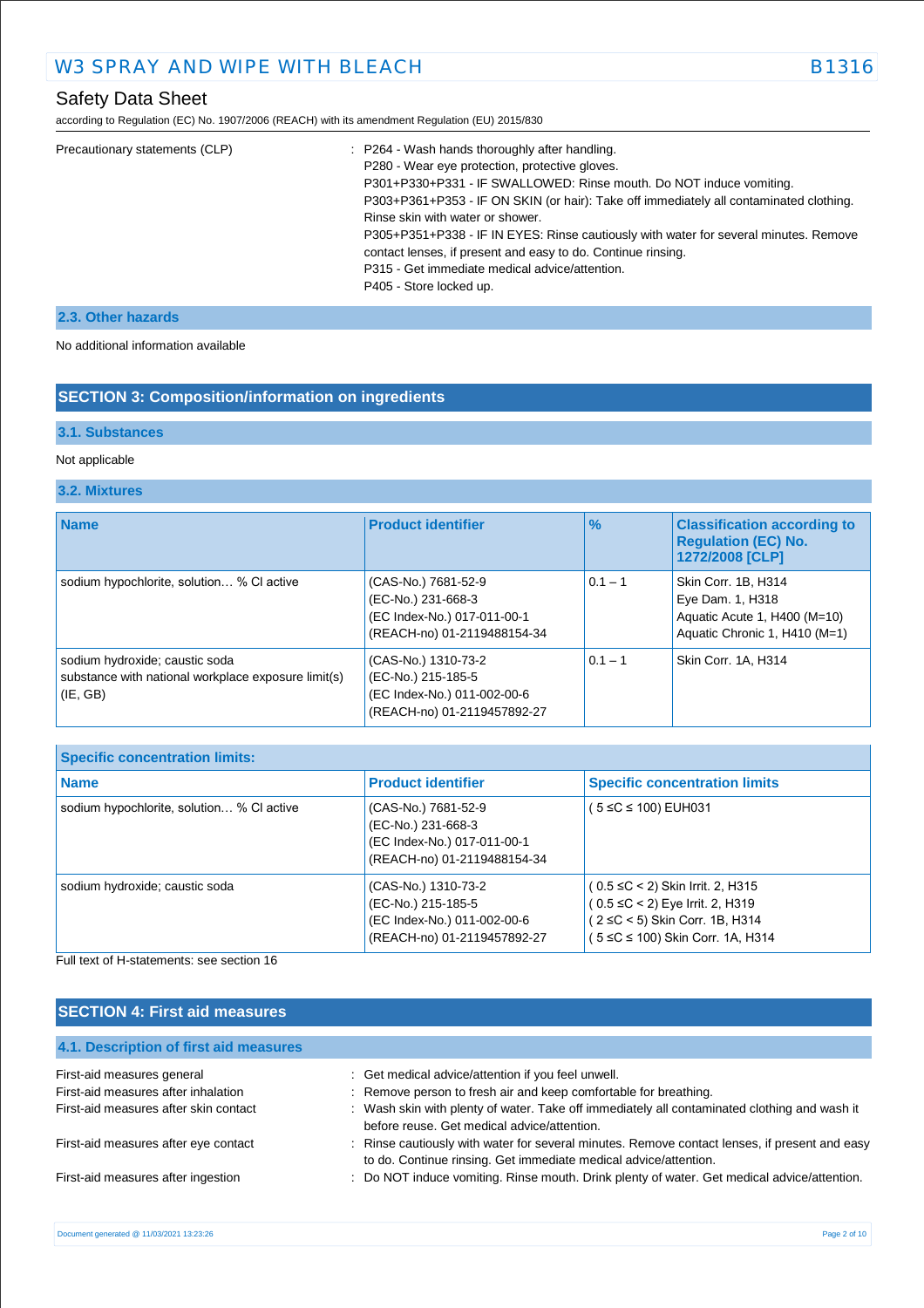| | |
|---|---|
| Precautionary statements (CLP) | : P264 - Wash hands thoroughly after handling.<br>P280 - Wear eye protection, protective gloves.<br>P301+P330+P331 - IF SWALLOWED: Rinse mouth. Do NOT induce vomiting.<br>P303+P361+P353 - IF ON SKIN (or hair): Take off immediately all contaminated clothing. Rinse skin with water or shower.<br>P305+P351+P338 - IF IN EYES: Rinse cautiously with water for several minutes. Remove contact lenses, if present and easy to do. Continue rinsing.<br>P315 - Get immediate medical advice/attention.<br>P405 - Store locked up. |

### 2.3. Other hazards

No additional information available

## SECTION 3: Composition/information on ingredients

### 3.1. Substances

Not applicable

### 3.2. Mixtures

| Name | Product identifier | % | Classification according to Regulation (EC) No. 1272/2008 [CLP] |
|---|---|---|---|
| sodium hypochlorite, solution… % Cl active | (CAS-No.) 7681-52-9<br>(EC-No.) 231-668-3<br>(EC Index-No.) 017-011-00-1<br>(REACH-no) 01-2119488154-34 | 0.1 – 1 | Skin Corr. 1B, H314<br>Eye Dam. 1, H318<br>Aquatic Acute 1, H400 (M=10)<br>Aquatic Chronic 1, H410 (M=1) |
| sodium hydroxide; caustic soda<br>substance with national workplace exposure limit(s) (IE, GB) | (CAS-No.) 1310-73-2<br>(EC-No.) 215-185-5<br>(EC Index-No.) 011-002-00-6<br>(REACH-no) 01-2119457892-27 | 0.1 – 1 | Skin Corr. 1A, H314 |

**Specific concentration limits:**

| Name | Product identifier | Specific concentration limits |
|---|---|---|
| sodium hypochlorite, solution… % Cl active | (CAS-No.) 7681-52-9<br>(EC-No.) 231-668-3<br>(EC Index-No.) 017-011-00-1<br>(REACH-no) 01-2119488154-34 | ( 5 ≤C ≤ 100) EUH031 |
| sodium hydroxide; caustic soda | (CAS-No.) 1310-73-2<br>(EC-No.) 215-185-5<br>(EC Index-No.) 011-002-00-6<br>(REACH-no) 01-2119457892-27 | ( 0.5 ≤C < 2) Skin Irrit. 2, H315<br>( 0.5 ≤C < 2) Eye Irrit. 2, H319<br>( 2 ≤C < 5) Skin Corr. 1B, H314<br>( 5 ≤C ≤ 100) Skin Corr. 1A, H314 |

Full text of H-statements: see section 16

## SECTION 4: First aid measures

### 4.1. Description of first aid measures

| | |
|---|---|
| First-aid measures general | : Get medical advice/attention if you feel unwell. |
| First-aid measures after inhalation | : Remove person to fresh air and keep comfortable for breathing. |
| First-aid measures after skin contact | : Wash skin with plenty of water. Take off immediately all contaminated clothing and wash it before reuse. Get medical advice/attention. |
| First-aid measures after eye contact | : Rinse cautiously with water for several minutes. Remove contact lenses, if present and easy to do. Continue rinsing. Get immediate medical advice/attention. |
| First-aid measures after ingestion | : Do NOT induce vomiting. Rinse mouth. Drink plenty of water. Get medical advice/attention. |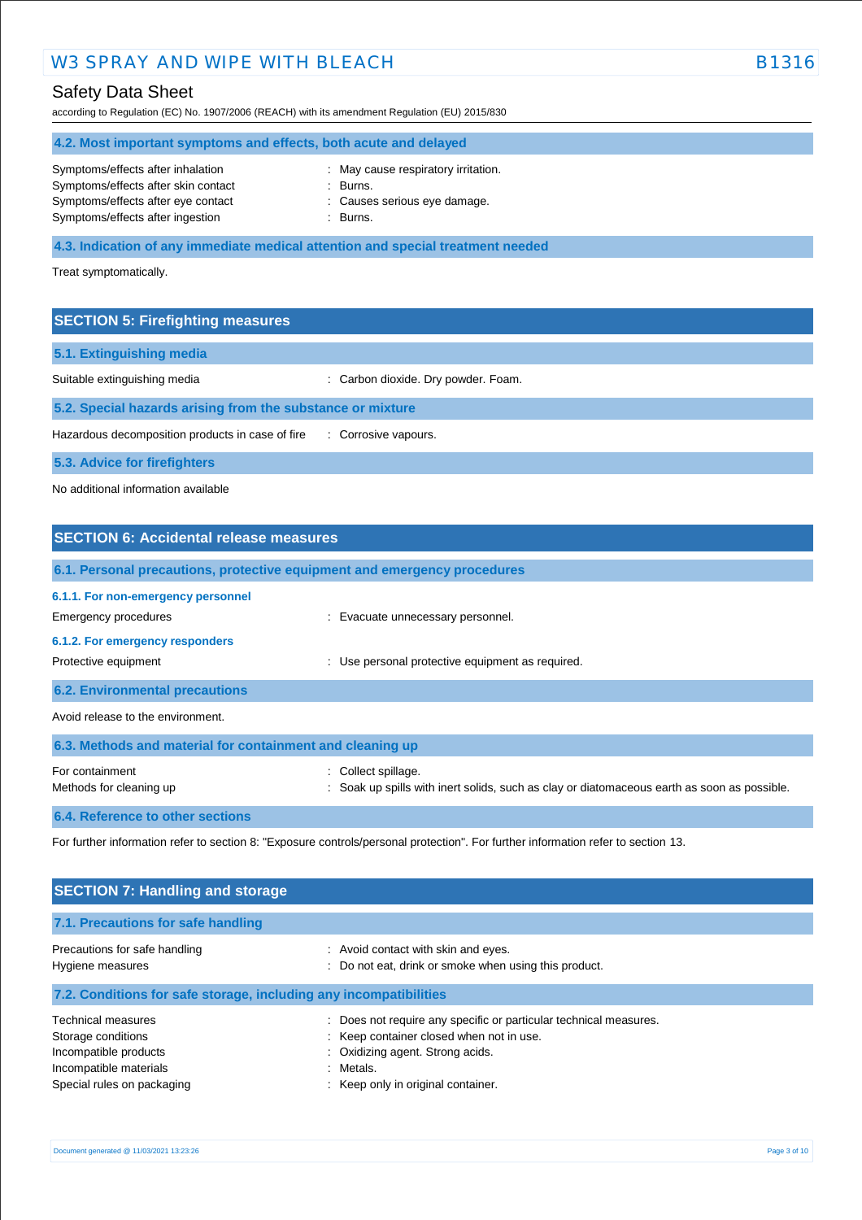### 4.2. Most important symptoms and effects, both acute and delayed

| | |
|---|---|
| Symptoms/effects after inhalation | : May cause respiratory irritation. |
| Symptoms/effects after skin contact | : Burns. |
| Symptoms/effects after eye contact | : Causes serious eye damage. |
| Symptoms/effects after ingestion | : Burns. |

### 4.3. Indication of any immediate medical attention and special treatment needed

Treat symptomatically.

## SECTION 5: Firefighting measures

### 5.1. Extinguishing media

| | |
|---|---|
| Suitable extinguishing media | : Carbon dioxide. Dry powder. Foam. |

### 5.2. Special hazards arising from the substance or mixture

| | |
|---|---|
| Hazardous decomposition products in case of fire | : Corrosive vapours. |

### 5.3. Advice for firefighters

No additional information available

## SECTION 6: Accidental release measures

### 6.1. Personal precautions, protective equipment and emergency procedures

#### 6.1.1. For non-emergency personnel

| | |
|---|---|
| Emergency procedures | : Evacuate unnecessary personnel. |

#### 6.1.2. For emergency responders

| | |
|---|---|
| Protective equipment | : Use personal protective equipment as required. |

### 6.2. Environmental precautions

Avoid release to the environment.

### 6.3. Methods and material for containment and cleaning up

| | |
|---|---|
| For containment | : Collect spillage. |
| Methods for cleaning up | : Soak up spills with inert solids, such as clay or diatomaceous earth as soon as possible. |

### 6.4. Reference to other sections

For further information refer to section 8: "Exposure controls/personal protection". For further information refer to section 13.

## SECTION 7: Handling and storage

### 7.1. Precautions for safe handling

| | |
|---|---|
| Precautions for safe handling | : Avoid contact with skin and eyes. |
| Hygiene measures | : Do not eat, drink or smoke when using this product. |

### 7.2. Conditions for safe storage, including any incompatibilities

| | |
|---|---|
| Technical measures | : Does not require any specific or particular technical measures. |
| Storage conditions | : Keep container closed when not in use. |
| Incompatible products | : Oxidizing agent. Strong acids. |
| Incompatible materials | : Metals. |
| Special rules on packaging | : Keep only in original container. |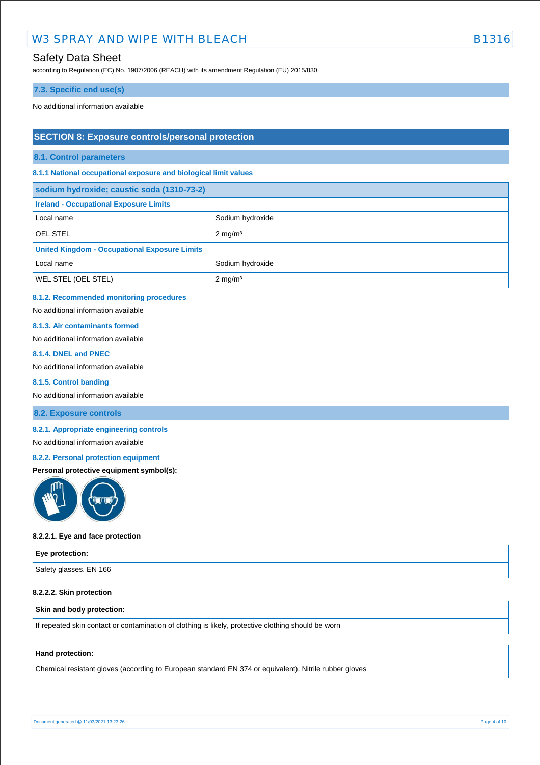### 7.3. Specific end use(s)

No additional information available

## SECTION 8: Exposure controls/personal protection

### 8.1. Control parameters

#### 8.1.1 National occupational exposure and biological limit values

| sodium hydroxide; caustic soda (1310-73-2) | |
|---|---|
| **Ireland - Occupational Exposure Limits** | |
| Local name | Sodium hydroxide |
| OEL STEL | 2 mg/m³ |
| **United Kingdom - Occupational Exposure Limits** | |
| Local name | Sodium hydroxide |
| WEL STEL (OEL STEL) | 2 mg/m³ |

#### 8.1.2. Recommended monitoring procedures

No additional information available

#### 8.1.3. Air contaminants formed

No additional information available

#### 8.1.4. DNEL and PNEC

No additional information available

#### 8.1.5. Control banding

No additional information available

### 8.2. Exposure controls

#### 8.2.1. Appropriate engineering controls

No additional information available

#### 8.2.2. Personal protection equipment

**Personal protective equipment symbol(s):**

**8.2.2.1. Eye and face protection**

| Eye protection: |
|---|
| Safety glasses. EN 166 |

**8.2.2.2. Skin protection**

| Skin and body protection: |
|---|
| If repeated skin contact or contamination of clothing is likely, protective clothing should be worn |

| **Hand protection**: |
|---|
| Chemical resistant gloves (according to European standard EN 374 or equivalent). Nitrile rubber gloves |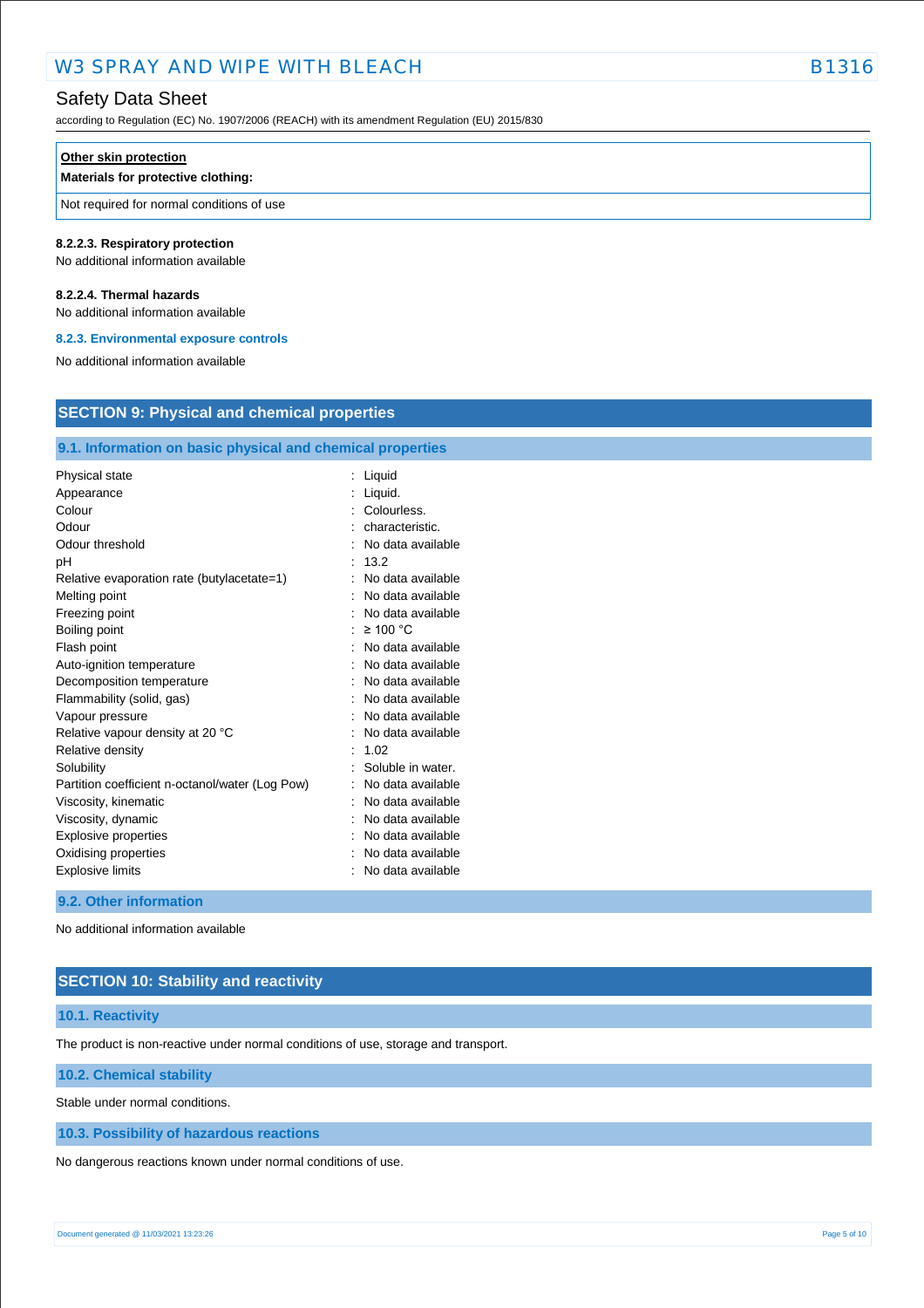| **Other skin protection** |
|---|
| **Materials for protective clothing:** |
| Not required for normal conditions of use |

#### 8.2.2.3. Respiratory protection

No additional information available

#### 8.2.2.4. Thermal hazards

No additional information available

### 8.2.3. Environmental exposure controls

No additional information available

## SECTION 9: Physical and chemical properties

### 9.1. Information on basic physical and chemical properties

| | |
|---|---|
| Physical state | : Liquid |
| Appearance | : Liquid. |
| Colour | : Colourless. |
| Odour | : characteristic. |
| Odour threshold | : No data available |
| pH | : 13.2 |
| Relative evaporation rate (butylacetate=1) | : No data available |
| Melting point | : No data available |
| Freezing point | : No data available |
| Boiling point | : ≥ 100 °C |
| Flash point | : No data available |
| Auto-ignition temperature | : No data available |
| Decomposition temperature | : No data available |
| Flammability (solid, gas) | : No data available |
| Vapour pressure | : No data available |
| Relative vapour density at 20 °C | : No data available |
| Relative density | : 1.02 |
| Solubility | : Soluble in water. |
| Partition coefficient n-octanol/water (Log Pow) | : No data available |
| Viscosity, kinematic | : No data available |
| Viscosity, dynamic | : No data available |
| Explosive properties | : No data available |
| Oxidising properties | : No data available |
| Explosive limits | : No data available |

### 9.2. Other information

No additional information available

## SECTION 10: Stability and reactivity

### 10.1. Reactivity

The product is non-reactive under normal conditions of use, storage and transport.

### 10.2. Chemical stability

Stable under normal conditions.

### 10.3. Possibility of hazardous reactions

No dangerous reactions known under normal conditions of use.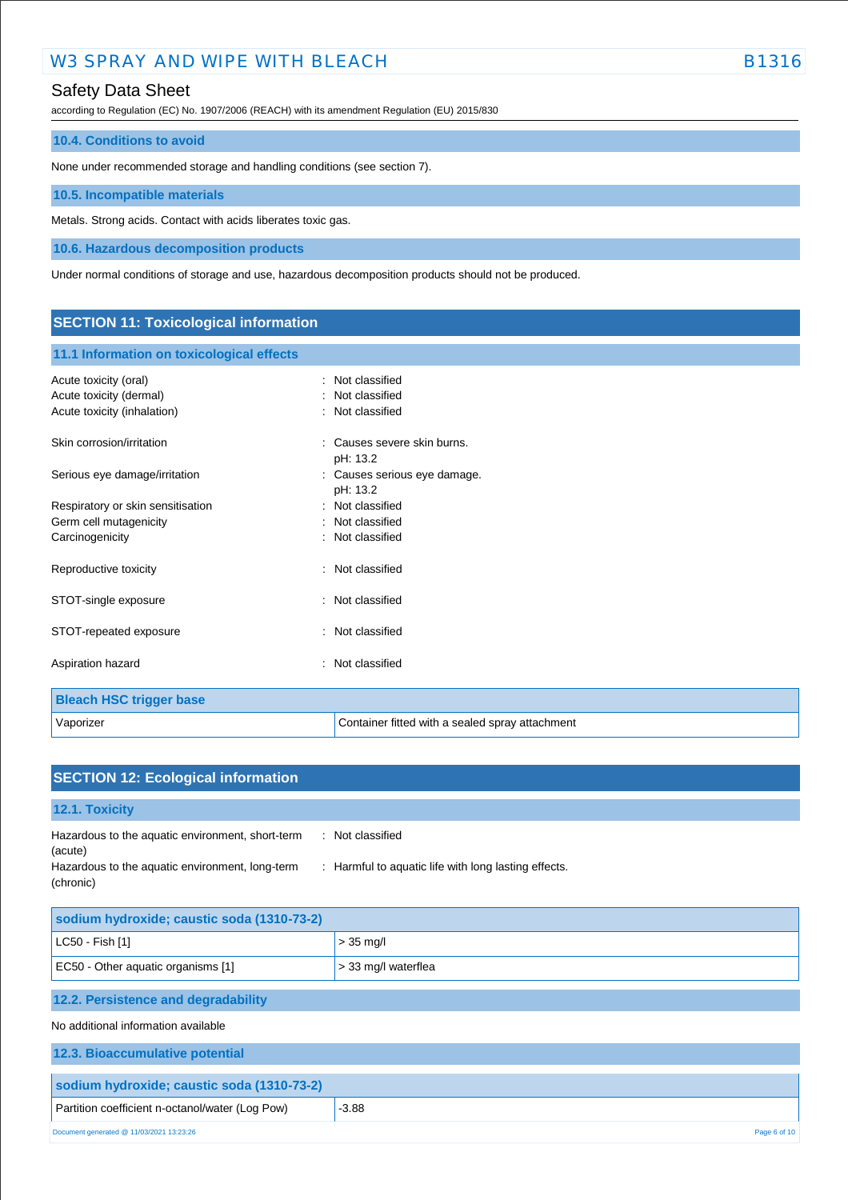### 10.4. Conditions to avoid

None under recommended storage and handling conditions (see section 7).

### 10.5. Incompatible materials

Metals. Strong acids. Contact with acids liberates toxic gas.

### 10.6. Hazardous decomposition products

Under normal conditions of storage and use, hazardous decomposition products should not be produced.

## SECTION 11: Toxicological information

### 11.1 Information on toxicological effects

Acute toxicity (oral) : Not classified
Acute toxicity (dermal) : Not classified
Acute toxicity (inhalation) : Not classified

Skin corrosion/irritation : Causes severe skin burns.
pH: 13.2

Serious eye damage/irritation : Causes serious eye damage.
pH: 13.2

Respiratory or skin sensitisation : Not classified
Germ cell mutagenicity : Not classified
Carcinogenicity : Not classified

Reproductive toxicity : Not classified

STOT-single exposure : Not classified

STOT-repeated exposure : Not classified

Aspiration hazard : Not classified

| Bleach HSC trigger base | |
|---|---|
| Vaporizer | Container fitted with a sealed spray attachment |

## SECTION 12: Ecological information

### 12.1. Toxicity

Hazardous to the aquatic environment, short-term (acute) : Not classified
Hazardous to the aquatic environment, long-term (chronic) : Harmful to aquatic life with long lasting effects.

| sodium hydroxide; caustic soda (1310-73-2) | |
|---|---|
| LC50 - Fish [1] | > 35 mg/l |
| EC50 - Other aquatic organisms [1] | > 33 mg/l waterflea |

### 12.2. Persistence and degradability

No additional information available

### 12.3. Bioaccumulative potential

| sodium hydroxide; caustic soda (1310-73-2) | |
|---|---|
| Partition coefficient n-octanol/water (Log Pow) | -3.88 |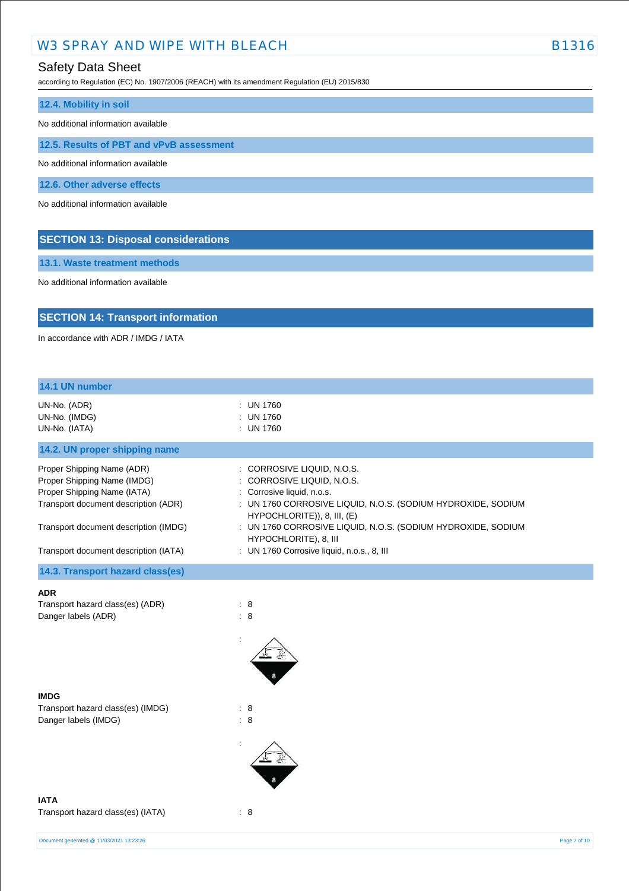### 12.4. Mobility in soil

No additional information available

### 12.5. Results of PBT and vPvB assessment

No additional information available

### 12.6. Other adverse effects

No additional information available

## SECTION 13: Disposal considerations

### 13.1. Waste treatment methods

No additional information available

## SECTION 14: Transport information

In accordance with ADR / IMDG / IATA

### 14.1 UN number

| | |
|---|---|
| UN-No. (ADR) | : UN 1760 |
| UN-No. (IMDG) | : UN 1760 |
| UN-No. (IATA) | : UN 1760 |

### 14.2. UN proper shipping name

| | |
|---|---|
| Proper Shipping Name (ADR) | : CORROSIVE LIQUID, N.O.S. |
| Proper Shipping Name (IMDG) | : CORROSIVE LIQUID, N.O.S. |
| Proper Shipping Name (IATA) | : Corrosive liquid, n.o.s. |
| Transport document description (ADR) | : UN 1760 CORROSIVE LIQUID, N.O.S. (SODIUM HYDROXIDE, SODIUM HYPOCHLORITE)), 8, III, (E) |
| Transport document description (IMDG) | : UN 1760 CORROSIVE LIQUID, N.O.S. (SODIUM HYDROXIDE, SODIUM HYPOCHLORITE), 8, III |
| Transport document description (IATA) | : UN 1760 Corrosive liquid, n.o.s., 8, III |

### 14.3. Transport hazard class(es)

**ADR**

| | |
|---|---|
| Transport hazard class(es) (ADR) | : 8 |
| Danger labels (ADR) | : 8 |
| | : |

**IMDG**

| | |
|---|---|
| Transport hazard class(es) (IMDG) | : 8 |
| Danger labels (IMDG) | : 8 |
| | : |

**IATA**

| | |
|---|---|
| Transport hazard class(es) (IATA) | : 8 |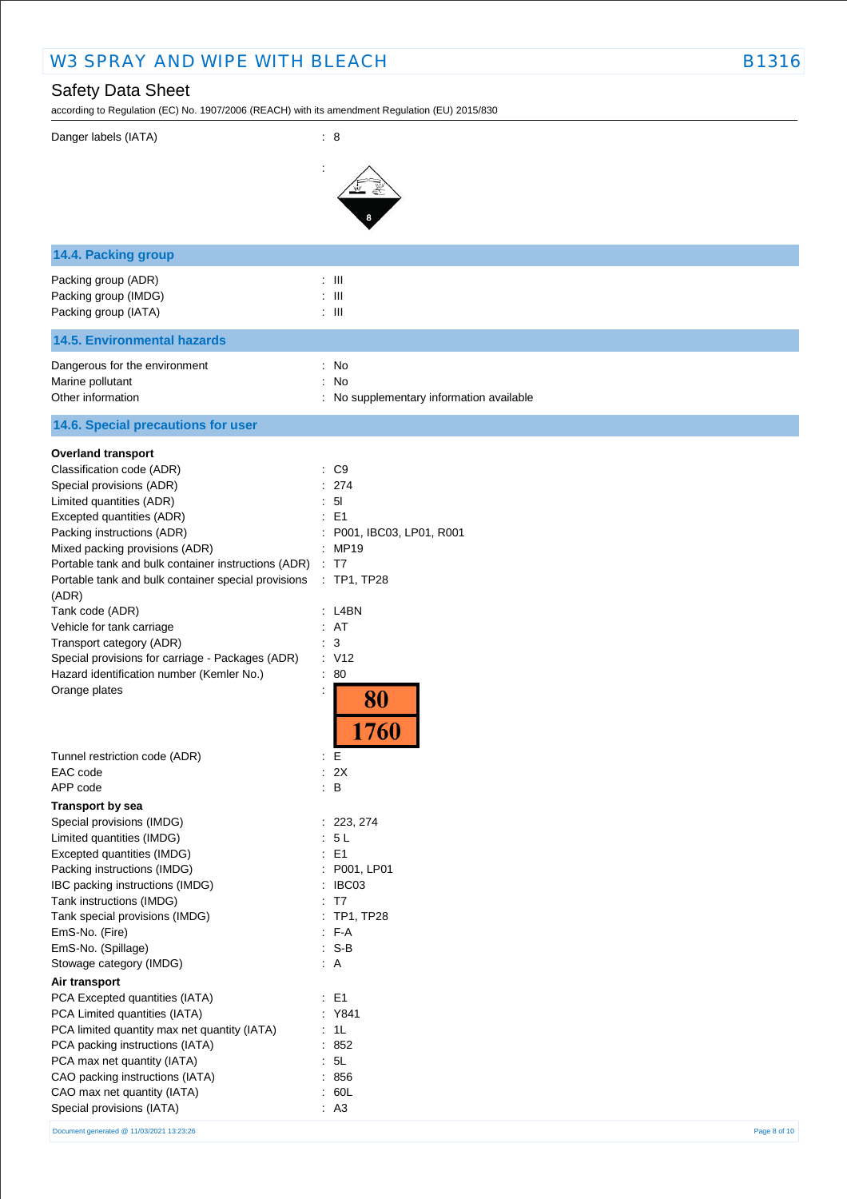Danger labels (IATA) : 8

:

## 14.4. Packing group

| | |
|---|---|
| Packing group (ADR) | : III |
| Packing group (IMDG) | : III |
| Packing group (IATA) | : III |

## 14.5. Environmental hazards

| | |
|---|---|
| Dangerous for the environment | : No |
| Marine pollutant | : No |
| Other information | : No supplementary information available |

## 14.6. Special precautions for user

**Overland transport**

| | |
|---|---|
| Classification code (ADR) | : C9 |
| Special provisions (ADR) | : 274 |
| Limited quantities (ADR) | : 5l |
| Excepted quantities (ADR) | : E1 |
| Packing instructions (ADR) | : P001, IBC03, LP01, R001 |
| Mixed packing provisions (ADR) | : MP19 |
| Portable tank and bulk container instructions (ADR) | : T7 |
| Portable tank and bulk container special provisions (ADR) | : TP1, TP28 |
| Tank code (ADR) | : L4BN |
| Vehicle for tank carriage | : AT |
| Transport category (ADR) | : 3 |
| Special provisions for carriage - Packages (ADR) | : V12 |
| Hazard identification number (Kemler No.) | : 80 |
| Orange plates | : 80 / 1760 |
| Tunnel restriction code (ADR) | : E |
| EAC code | : 2X |
| APP code | : B |

**Transport by sea**

| | |
|---|---|
| Special provisions (IMDG) | : 223, 274 |
| Limited quantities (IMDG) | : 5 L |
| Excepted quantities (IMDG) | : E1 |
| Packing instructions (IMDG) | : P001, LP01 |
| IBC packing instructions (IMDG) | : IBC03 |
| Tank instructions (IMDG) | : T7 |
| Tank special provisions (IMDG) | : TP1, TP28 |
| EmS-No. (Fire) | : F-A |
| EmS-No. (Spillage) | : S-B |
| Stowage category (IMDG) | : A |

**Air transport**

| | |
|---|---|
| PCA Excepted quantities (IATA) | : E1 |
| PCA Limited quantities (IATA) | : Y841 |
| PCA limited quantity max net quantity (IATA) | : 1L |
| PCA packing instructions (IATA) | : 852 |
| PCA max net quantity (IATA) | : 5L |
| CAO packing instructions (IATA) | : 856 |
| CAO max net quantity (IATA) | : 60L |
| Special provisions (IATA) | : A3 |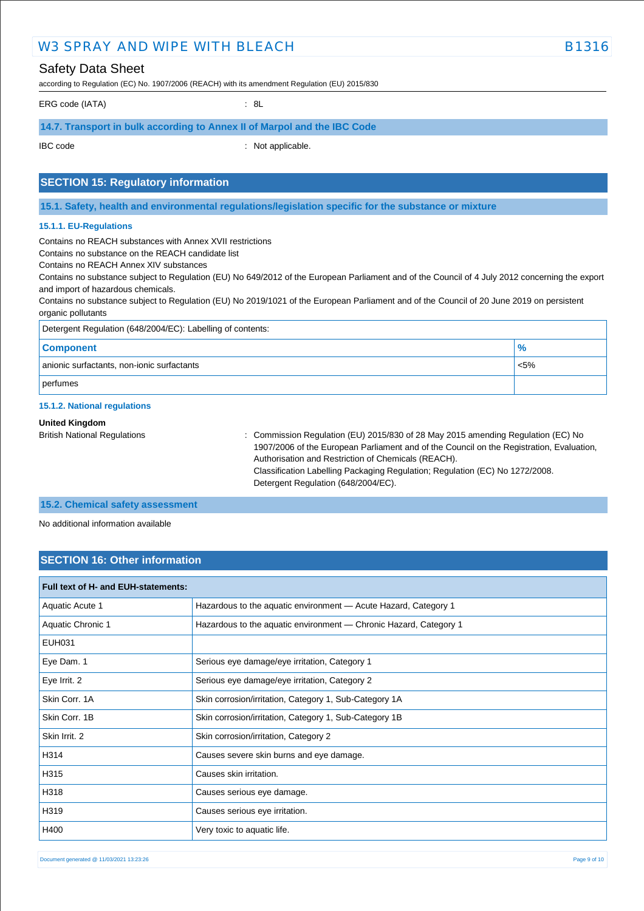| | |
|---|---|
| ERG code (IATA) | : 8L |

### 14.7. Transport in bulk according to Annex II of Marpol and the IBC Code

| | |
|---|---|
| IBC code | : Not applicable. |

## SECTION 15: Regulatory information

### 15.1. Safety, health and environmental regulations/legislation specific for the substance or mixture

#### 15.1.1. EU-Regulations

Contains no REACH substances with Annex XVII restrictions
Contains no substance on the REACH candidate list
Contains no REACH Annex XIV substances
Contains no substance subject to Regulation (EU) No 649/2012 of the European Parliament and of the Council of 4 July 2012 concerning the export and import of hazardous chemicals.
Contains no substance subject to Regulation (EU) No 2019/1021 of the European Parliament and of the Council of 20 June 2019 on persistent organic pollutants

| Detergent Regulation (648/2004/EC): Labelling of contents: | |
|---|---|
| **Component** | **%** |
| anionic surfactants, non-ionic surfactants | <5% |
| perfumes | |

#### 15.1.2. National regulations

**United Kingdom**

British National Regulations : Commission Regulation (EU) 2015/830 of 28 May 2015 amending Regulation (EC) No 1907/2006 of the European Parliament and of the Council on the Registration, Evaluation, Authorisation and Restriction of Chemicals (REACH).
Classification Labelling Packaging Regulation; Regulation (EC) No 1272/2008.
Detergent Regulation (648/2004/EC).

### 15.2. Chemical safety assessment

No additional information available

## SECTION 16: Other information

| Full text of H- and EUH-statements: | |
|---|---|
| Aquatic Acute 1 | Hazardous to the aquatic environment — Acute Hazard, Category 1 |
| Aquatic Chronic 1 | Hazardous to the aquatic environment — Chronic Hazard, Category 1 |
| EUH031 | |
| Eye Dam. 1 | Serious eye damage/eye irritation, Category 1 |
| Eye Irrit. 2 | Serious eye damage/eye irritation, Category 2 |
| Skin Corr. 1A | Skin corrosion/irritation, Category 1, Sub-Category 1A |
| Skin Corr. 1B | Skin corrosion/irritation, Category 1, Sub-Category 1B |
| Skin Irrit. 2 | Skin corrosion/irritation, Category 2 |
| H314 | Causes severe skin burns and eye damage. |
| H315 | Causes skin irritation. |
| H318 | Causes serious eye damage. |
| H319 | Causes serious eye irritation. |
| H400 | Very toxic to aquatic life. |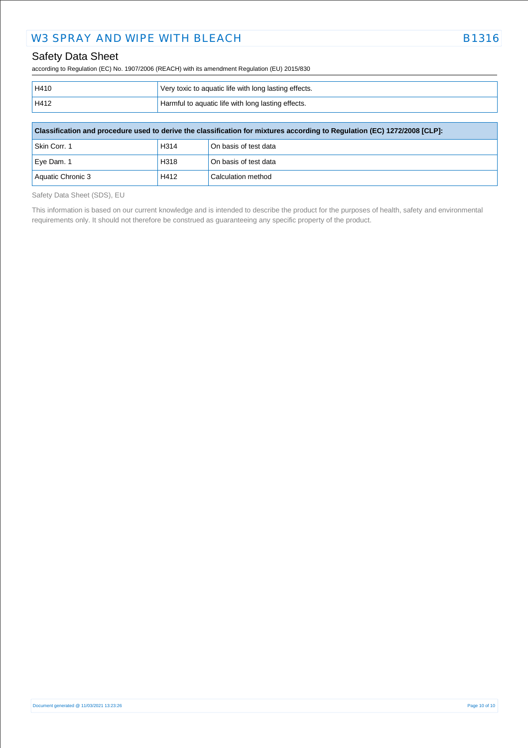| | |
|---|---|
| H410 | Very toxic to aquatic life with long lasting effects. |
| H412 | Harmful to aquatic life with long lasting effects. |

| Classification and procedure used to derive the classification for mixtures according to Regulation (EC) 1272/2008 [CLP]: | | |
|---|---|---|
| Skin Corr. 1 | H314 | On basis of test data |
| Eye Dam. 1 | H318 | On basis of test data |
| Aquatic Chronic 3 | H412 | Calculation method |

Safety Data Sheet (SDS), EU

This information is based on our current knowledge and is intended to describe the product for the purposes of health, safety and environmental requirements only. It should not therefore be construed as guaranteeing any specific property of the product.